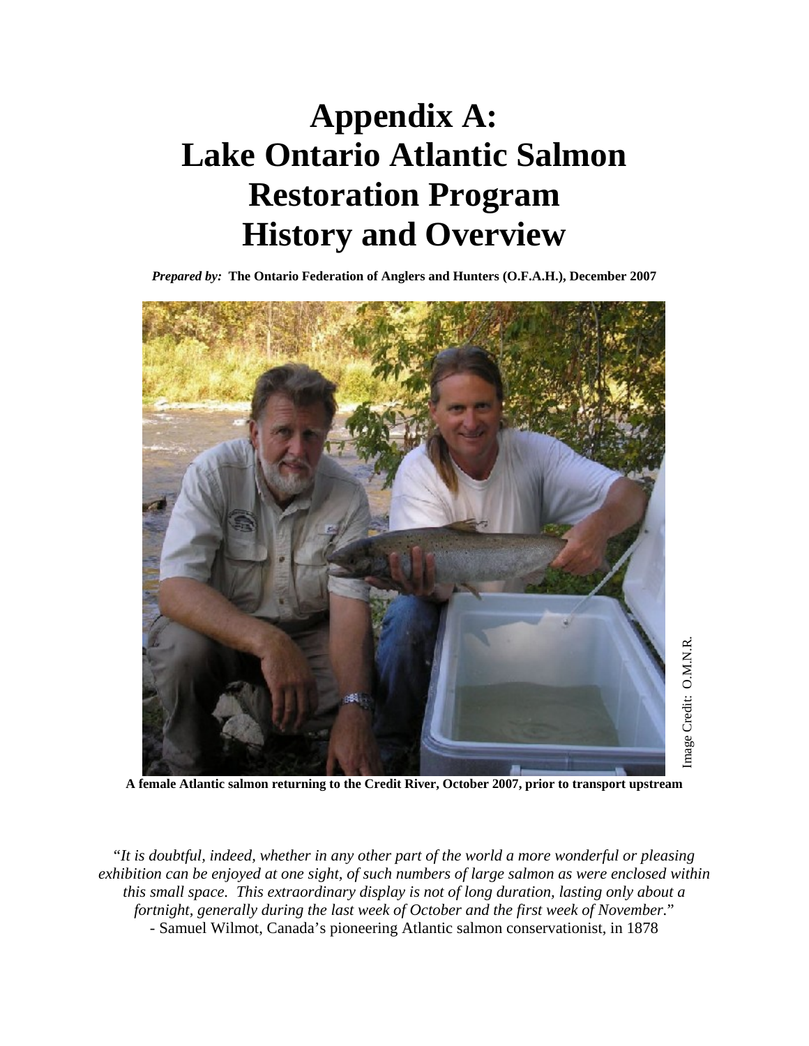# Appendix A: Lake Ontario Atlantic Salmon Restoration Program History and Overview

***Prepared by:*** **The Ontario Federation of Anglers and Hunters (O.F.A.H.), December 2007**

Image Credit: O.M.N.R.

**A female Atlantic salmon returning to the Credit River, October 2007, prior to transport upstream**

"*It is doubtful, indeed, whether in any other part of the world a more wonderful or pleasing exhibition can be enjoyed at one sight, of such numbers of large salmon as were enclosed within this small space. This extraordinary display is not of long duration, lasting only about a fortnight, generally during the last week of October and the first week of November.*"
- Samuel Wilmot, Canada's pioneering Atlantic salmon conservationist, in 1878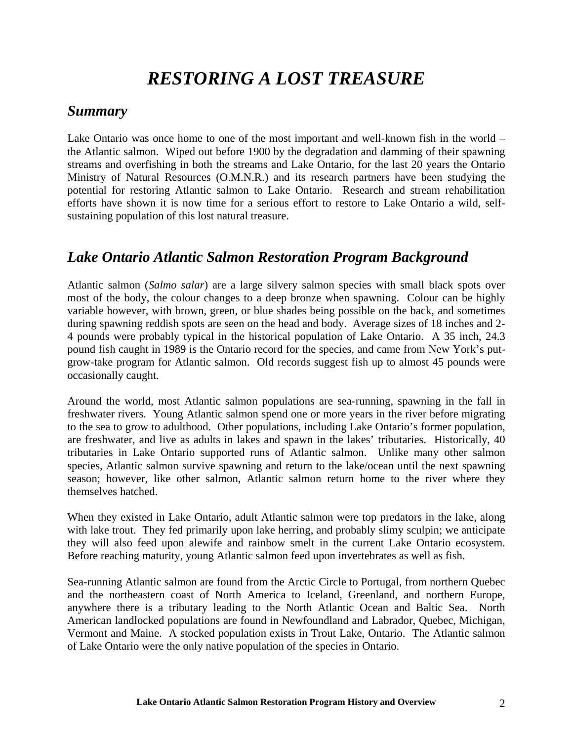# *RESTORING A LOST TREASURE*

## *Summary*

Lake Ontario was once home to one of the most important and well-known fish in the world – the Atlantic salmon. Wiped out before 1900 by the degradation and damming of their spawning streams and overfishing in both the streams and Lake Ontario, for the last 20 years the Ontario Ministry of Natural Resources (O.M.N.R.) and its research partners have been studying the potential for restoring Atlantic salmon to Lake Ontario. Research and stream rehabilitation efforts have shown it is now time for a serious effort to restore to Lake Ontario a wild, self-sustaining population of this lost natural treasure.

## *Lake Ontario Atlantic Salmon Restoration Program Background*

Atlantic salmon (*Salmo salar*) are a large silvery salmon species with small black spots over most of the body, the colour changes to a deep bronze when spawning. Colour can be highly variable however, with brown, green, or blue shades being possible on the back, and sometimes during spawning reddish spots are seen on the head and body. Average sizes of 18 inches and 2-4 pounds were probably typical in the historical population of Lake Ontario. A 35 inch, 24.3 pound fish caught in 1989 is the Ontario record for the species, and came from New York's put-grow-take program for Atlantic salmon. Old records suggest fish up to almost 45 pounds were occasionally caught.

Around the world, most Atlantic salmon populations are sea-running, spawning in the fall in freshwater rivers. Young Atlantic salmon spend one or more years in the river before migrating to the sea to grow to adulthood. Other populations, including Lake Ontario's former population, are freshwater, and live as adults in lakes and spawn in the lakes' tributaries. Historically, 40 tributaries in Lake Ontario supported runs of Atlantic salmon. Unlike many other salmon species, Atlantic salmon survive spawning and return to the lake/ocean until the next spawning season; however, like other salmon, Atlantic salmon return home to the river where they themselves hatched.

When they existed in Lake Ontario, adult Atlantic salmon were top predators in the lake, along with lake trout. They fed primarily upon lake herring, and probably slimy sculpin; we anticipate they will also feed upon alewife and rainbow smelt in the current Lake Ontario ecosystem. Before reaching maturity, young Atlantic salmon feed upon invertebrates as well as fish.

Sea-running Atlantic salmon are found from the Arctic Circle to Portugal, from northern Quebec and the northeastern coast of North America to Iceland, Greenland, and northern Europe, anywhere there is a tributary leading to the North Atlantic Ocean and Baltic Sea. North American landlocked populations are found in Newfoundland and Labrador, Quebec, Michigan, Vermont and Maine. A stocked population exists in Trout Lake, Ontario. The Atlantic salmon of Lake Ontario were the only native population of the species in Ontario.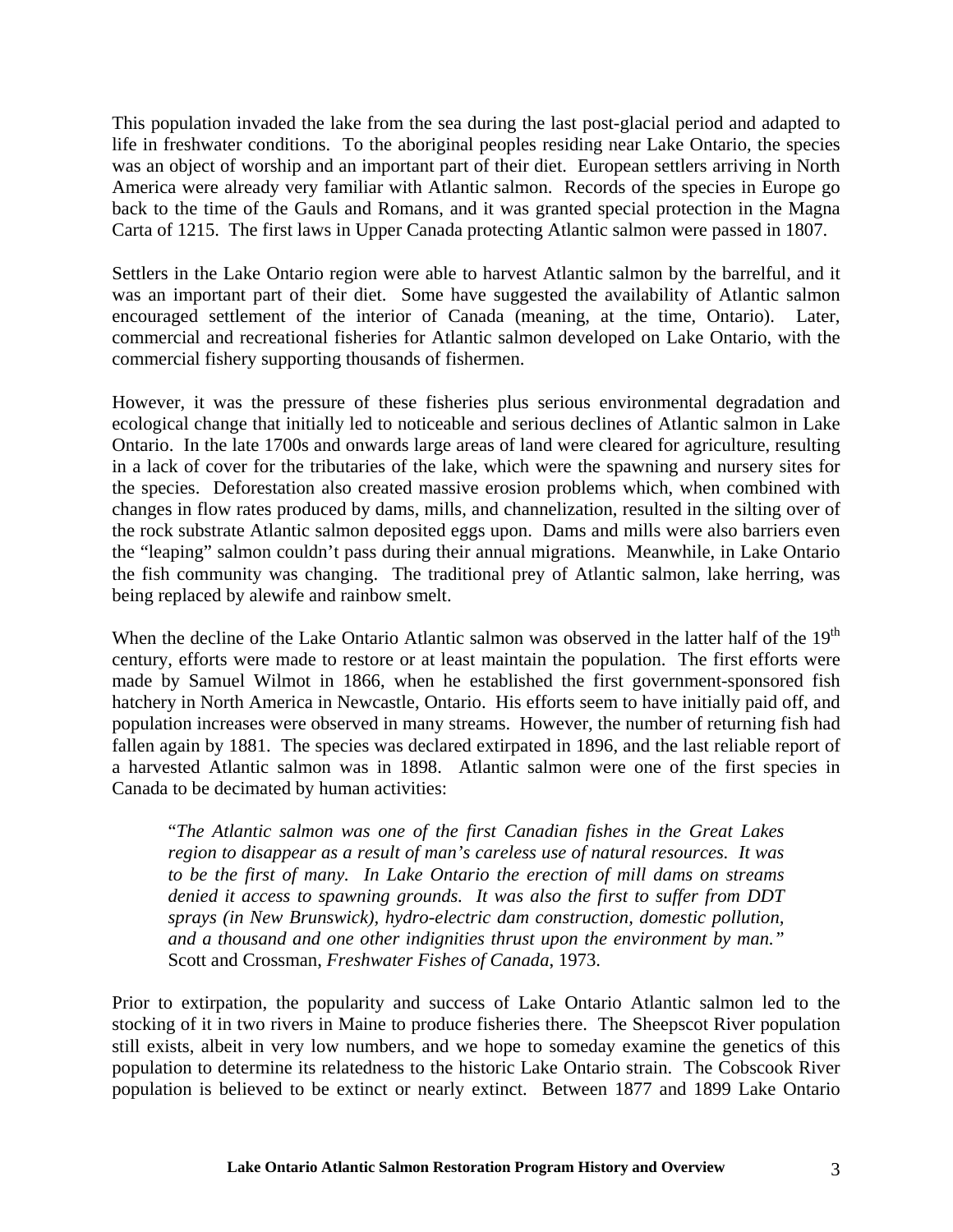This population invaded the lake from the sea during the last post-glacial period and adapted to life in freshwater conditions. To the aboriginal peoples residing near Lake Ontario, the species was an object of worship and an important part of their diet. European settlers arriving in North America were already very familiar with Atlantic salmon. Records of the species in Europe go back to the time of the Gauls and Romans, and it was granted special protection in the Magna Carta of 1215. The first laws in Upper Canada protecting Atlantic salmon were passed in 1807.

Settlers in the Lake Ontario region were able to harvest Atlantic salmon by the barrelful, and it was an important part of their diet. Some have suggested the availability of Atlantic salmon encouraged settlement of the interior of Canada (meaning, at the time, Ontario). Later, commercial and recreational fisheries for Atlantic salmon developed on Lake Ontario, with the commercial fishery supporting thousands of fishermen.

However, it was the pressure of these fisheries plus serious environmental degradation and ecological change that initially led to noticeable and serious declines of Atlantic salmon in Lake Ontario. In the late 1700s and onwards large areas of land were cleared for agriculture, resulting in a lack of cover for the tributaries of the lake, which were the spawning and nursery sites for the species. Deforestation also created massive erosion problems which, when combined with changes in flow rates produced by dams, mills, and channelization, resulted in the silting over of the rock substrate Atlantic salmon deposited eggs upon. Dams and mills were also barriers even the "leaping" salmon couldn't pass during their annual migrations. Meanwhile, in Lake Ontario the fish community was changing. The traditional prey of Atlantic salmon, lake herring, was being replaced by alewife and rainbow smelt.

When the decline of the Lake Ontario Atlantic salmon was observed in the latter half of the 19th century, efforts were made to restore or at least maintain the population. The first efforts were made by Samuel Wilmot in 1866, when he established the first government-sponsored fish hatchery in North America in Newcastle, Ontario. His efforts seem to have initially paid off, and population increases were observed in many streams. However, the number of returning fish had fallen again by 1881. The species was declared extirpated in 1896, and the last reliable report of a harvested Atlantic salmon was in 1898. Atlantic salmon were one of the first species in Canada to be decimated by human activities:

> "*The Atlantic salmon was one of the first Canadian fishes in the Great Lakes region to disappear as a result of man's careless use of natural resources. It was to be the first of many. In Lake Ontario the erection of mill dams on streams denied it access to spawning grounds. It was also the first to suffer from DDT sprays (in New Brunswick), hydro-electric dam construction, domestic pollution, and a thousand and one other indignities thrust upon the environment by man."*
> Scott and Crossman, *Freshwater Fishes of Canada*, 1973.

Prior to extirpation, the popularity and success of Lake Ontario Atlantic salmon led to the stocking of it in two rivers in Maine to produce fisheries there. The Sheepscot River population still exists, albeit in very low numbers, and we hope to someday examine the genetics of this population to determine its relatedness to the historic Lake Ontario strain. The Cobscook River population is believed to be extinct or nearly extinct. Between 1877 and 1899 Lake Ontario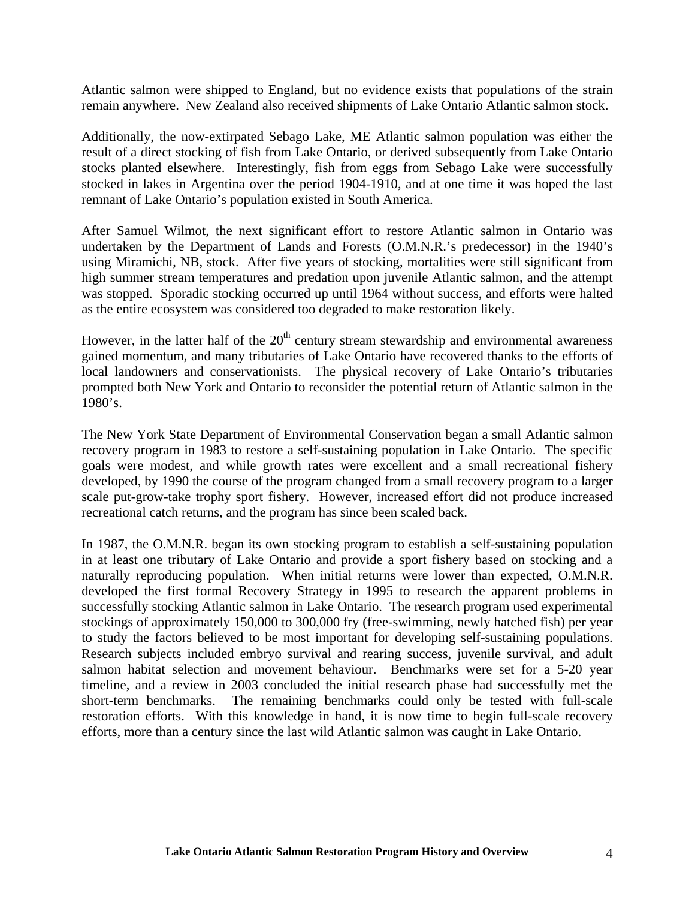Atlantic salmon were shipped to England, but no evidence exists that populations of the strain remain anywhere. New Zealand also received shipments of Lake Ontario Atlantic salmon stock.

Additionally, the now-extirpated Sebago Lake, ME Atlantic salmon population was either the result of a direct stocking of fish from Lake Ontario, or derived subsequently from Lake Ontario stocks planted elsewhere. Interestingly, fish from eggs from Sebago Lake were successfully stocked in lakes in Argentina over the period 1904-1910, and at one time it was hoped the last remnant of Lake Ontario's population existed in South America.

After Samuel Wilmot, the next significant effort to restore Atlantic salmon in Ontario was undertaken by the Department of Lands and Forests (O.M.N.R.'s predecessor) in the 1940's using Miramichi, NB, stock. After five years of stocking, mortalities were still significant from high summer stream temperatures and predation upon juvenile Atlantic salmon, and the attempt was stopped. Sporadic stocking occurred up until 1964 without success, and efforts were halted as the entire ecosystem was considered too degraded to make restoration likely.

However, in the latter half of the 20th century stream stewardship and environmental awareness gained momentum, and many tributaries of Lake Ontario have recovered thanks to the efforts of local landowners and conservationists. The physical recovery of Lake Ontario's tributaries prompted both New York and Ontario to reconsider the potential return of Atlantic salmon in the 1980's.

The New York State Department of Environmental Conservation began a small Atlantic salmon recovery program in 1983 to restore a self-sustaining population in Lake Ontario. The specific goals were modest, and while growth rates were excellent and a small recreational fishery developed, by 1990 the course of the program changed from a small recovery program to a larger scale put-grow-take trophy sport fishery. However, increased effort did not produce increased recreational catch returns, and the program has since been scaled back.

In 1987, the O.M.N.R. began its own stocking program to establish a self-sustaining population in at least one tributary of Lake Ontario and provide a sport fishery based on stocking and a naturally reproducing population. When initial returns were lower than expected, O.M.N.R. developed the first formal Recovery Strategy in 1995 to research the apparent problems in successfully stocking Atlantic salmon in Lake Ontario. The research program used experimental stockings of approximately 150,000 to 300,000 fry (free-swimming, newly hatched fish) per year to study the factors believed to be most important for developing self-sustaining populations. Research subjects included embryo survival and rearing success, juvenile survival, and adult salmon habitat selection and movement behaviour. Benchmarks were set for a 5-20 year timeline, and a review in 2003 concluded the initial research phase had successfully met the short-term benchmarks. The remaining benchmarks could only be tested with full-scale restoration efforts. With this knowledge in hand, it is now time to begin full-scale recovery efforts, more than a century since the last wild Atlantic salmon was caught in Lake Ontario.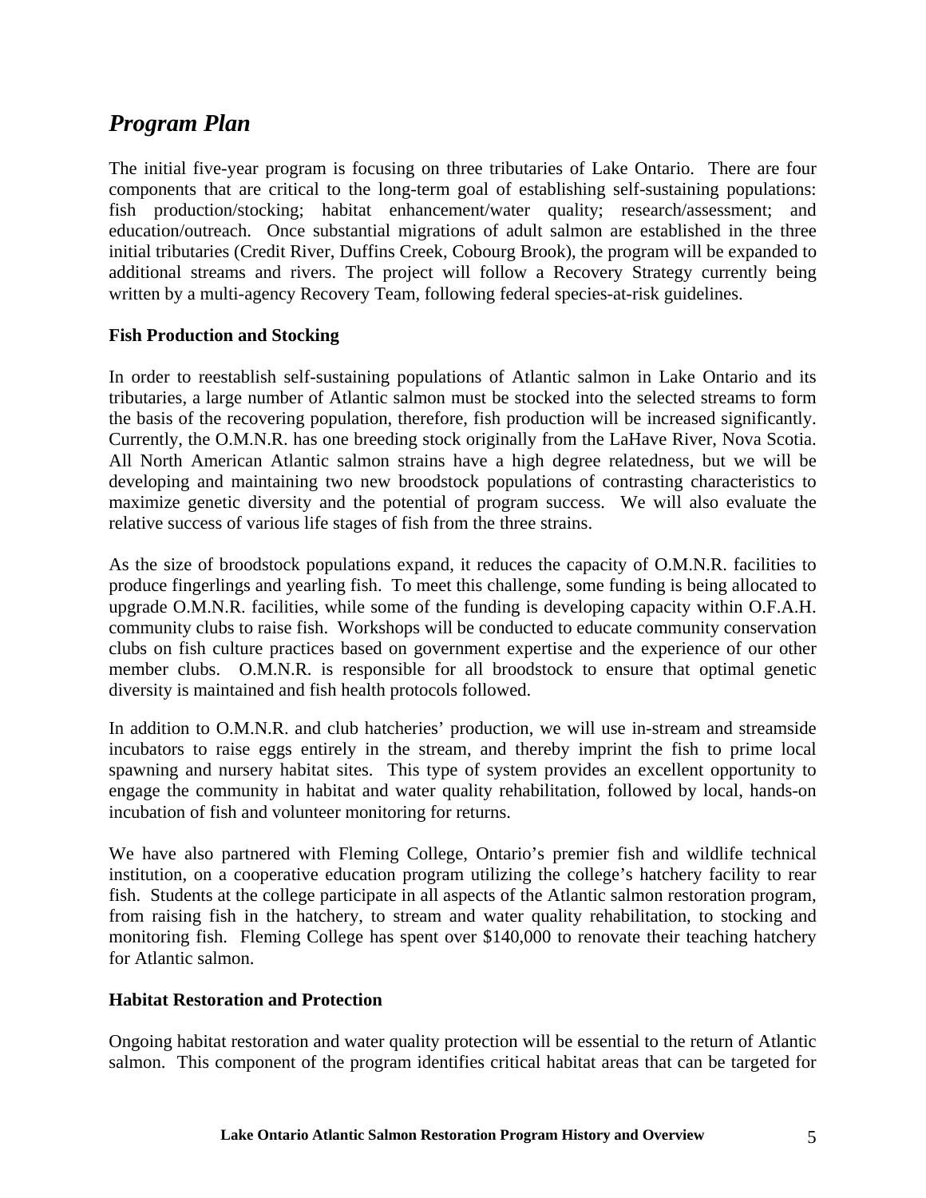## *Program Plan*

The initial five-year program is focusing on three tributaries of Lake Ontario. There are four components that are critical to the long-term goal of establishing self-sustaining populations: fish production/stocking; habitat enhancement/water quality; research/assessment; and education/outreach. Once substantial migrations of adult salmon are established in the three initial tributaries (Credit River, Duffins Creek, Cobourg Brook), the program will be expanded to additional streams and rivers. The project will follow a Recovery Strategy currently being written by a multi-agency Recovery Team, following federal species-at-risk guidelines.

**Fish Production and Stocking**

In order to reestablish self-sustaining populations of Atlantic salmon in Lake Ontario and its tributaries, a large number of Atlantic salmon must be stocked into the selected streams to form the basis of the recovering population, therefore, fish production will be increased significantly. Currently, the O.M.N.R. has one breeding stock originally from the LaHave River, Nova Scotia. All North American Atlantic salmon strains have a high degree relatedness, but we will be developing and maintaining two new broodstock populations of contrasting characteristics to maximize genetic diversity and the potential of program success. We will also evaluate the relative success of various life stages of fish from the three strains.

As the size of broodstock populations expand, it reduces the capacity of O.M.N.R. facilities to produce fingerlings and yearling fish. To meet this challenge, some funding is being allocated to upgrade O.M.N.R. facilities, while some of the funding is developing capacity within O.F.A.H. community clubs to raise fish. Workshops will be conducted to educate community conservation clubs on fish culture practices based on government expertise and the experience of our other member clubs. O.M.N.R. is responsible for all broodstock to ensure that optimal genetic diversity is maintained and fish health protocols followed.

In addition to O.M.N.R. and club hatcheries' production, we will use in-stream and streamside incubators to raise eggs entirely in the stream, and thereby imprint the fish to prime local spawning and nursery habitat sites. This type of system provides an excellent opportunity to engage the community in habitat and water quality rehabilitation, followed by local, hands-on incubation of fish and volunteer monitoring for returns.

We have also partnered with Fleming College, Ontario's premier fish and wildlife technical institution, on a cooperative education program utilizing the college's hatchery facility to rear fish. Students at the college participate in all aspects of the Atlantic salmon restoration program, from raising fish in the hatchery, to stream and water quality rehabilitation, to stocking and monitoring fish. Fleming College has spent over $140,000 to renovate their teaching hatchery for Atlantic salmon.

**Habitat Restoration and Protection**

Ongoing habitat restoration and water quality protection will be essential to the return of Atlantic salmon. This component of the program identifies critical habitat areas that can be targeted for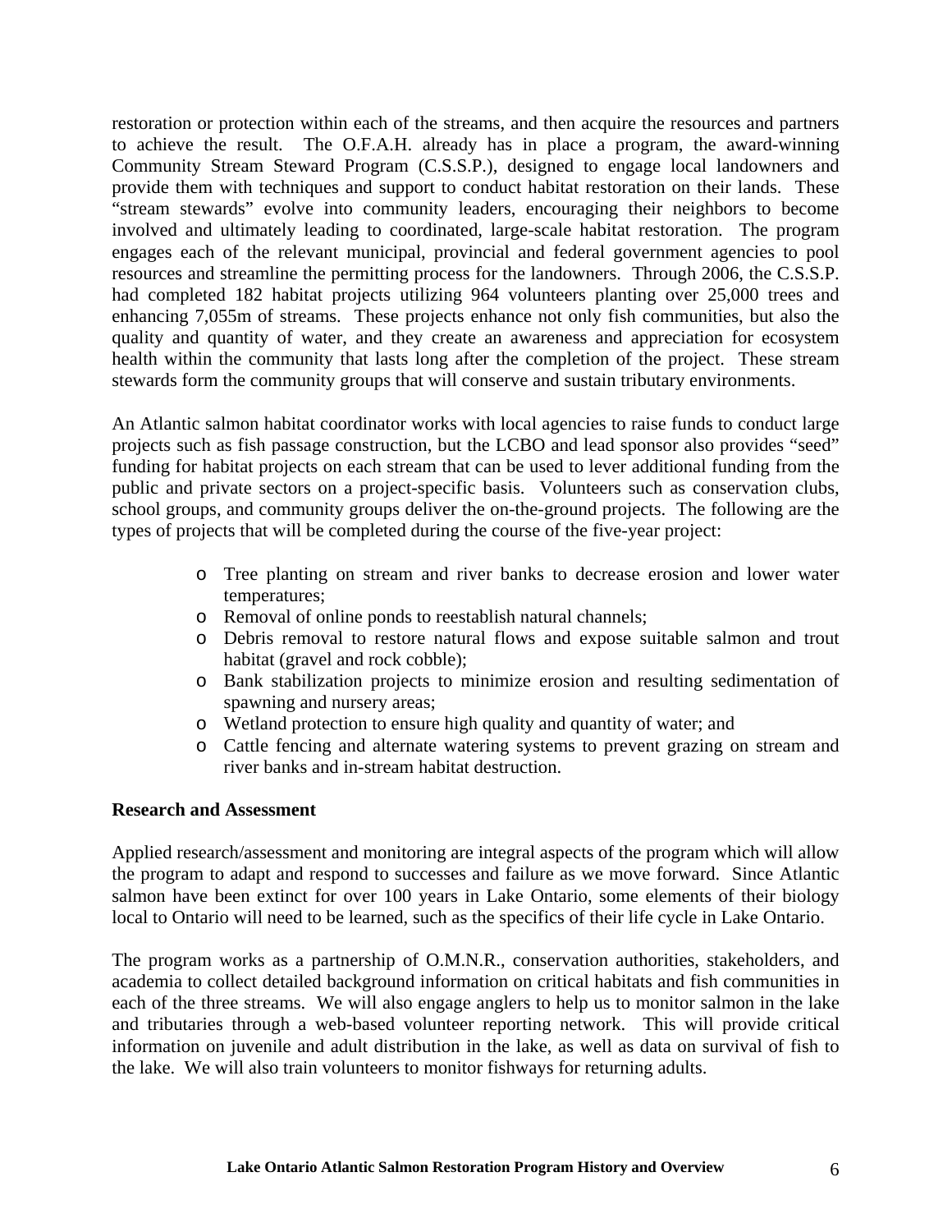restoration or protection within each of the streams, and then acquire the resources and partners to achieve the result. The O.F.A.H. already has in place a program, the award-winning Community Stream Steward Program (C.S.S.P.), designed to engage local landowners and provide them with techniques and support to conduct habitat restoration on their lands. These "stream stewards" evolve into community leaders, encouraging their neighbors to become involved and ultimately leading to coordinated, large-scale habitat restoration. The program engages each of the relevant municipal, provincial and federal government agencies to pool resources and streamline the permitting process for the landowners. Through 2006, the C.S.S.P. had completed 182 habitat projects utilizing 964 volunteers planting over 25,000 trees and enhancing 7,055m of streams. These projects enhance not only fish communities, but also the quality and quantity of water, and they create an awareness and appreciation for ecosystem health within the community that lasts long after the completion of the project. These stream stewards form the community groups that will conserve and sustain tributary environments.

An Atlantic salmon habitat coordinator works with local agencies to raise funds to conduct large projects such as fish passage construction, but the LCBO and lead sponsor also provides "seed" funding for habitat projects on each stream that can be used to lever additional funding from the public and private sectors on a project-specific basis. Volunteers such as conservation clubs, school groups, and community groups deliver the on-the-ground projects. The following are the types of projects that will be completed during the course of the five-year project:

- Tree planting on stream and river banks to decrease erosion and lower water temperatures;
- Removal of online ponds to reestablish natural channels;
- Debris removal to restore natural flows and expose suitable salmon and trout habitat (gravel and rock cobble);
- Bank stabilization projects to minimize erosion and resulting sedimentation of spawning and nursery areas;
- Wetland protection to ensure high quality and quantity of water; and
- Cattle fencing and alternate watering systems to prevent grazing on stream and river banks and in-stream habitat destruction.

**Research and Assessment**

Applied research/assessment and monitoring are integral aspects of the program which will allow the program to adapt and respond to successes and failure as we move forward. Since Atlantic salmon have been extinct for over 100 years in Lake Ontario, some elements of their biology local to Ontario will need to be learned, such as the specifics of their life cycle in Lake Ontario.

The program works as a partnership of O.M.N.R., conservation authorities, stakeholders, and academia to collect detailed background information on critical habitats and fish communities in each of the three streams. We will also engage anglers to help us to monitor salmon in the lake and tributaries through a web-based volunteer reporting network. This will provide critical information on juvenile and adult distribution in the lake, as well as data on survival of fish to the lake. We will also train volunteers to monitor fishways for returning adults.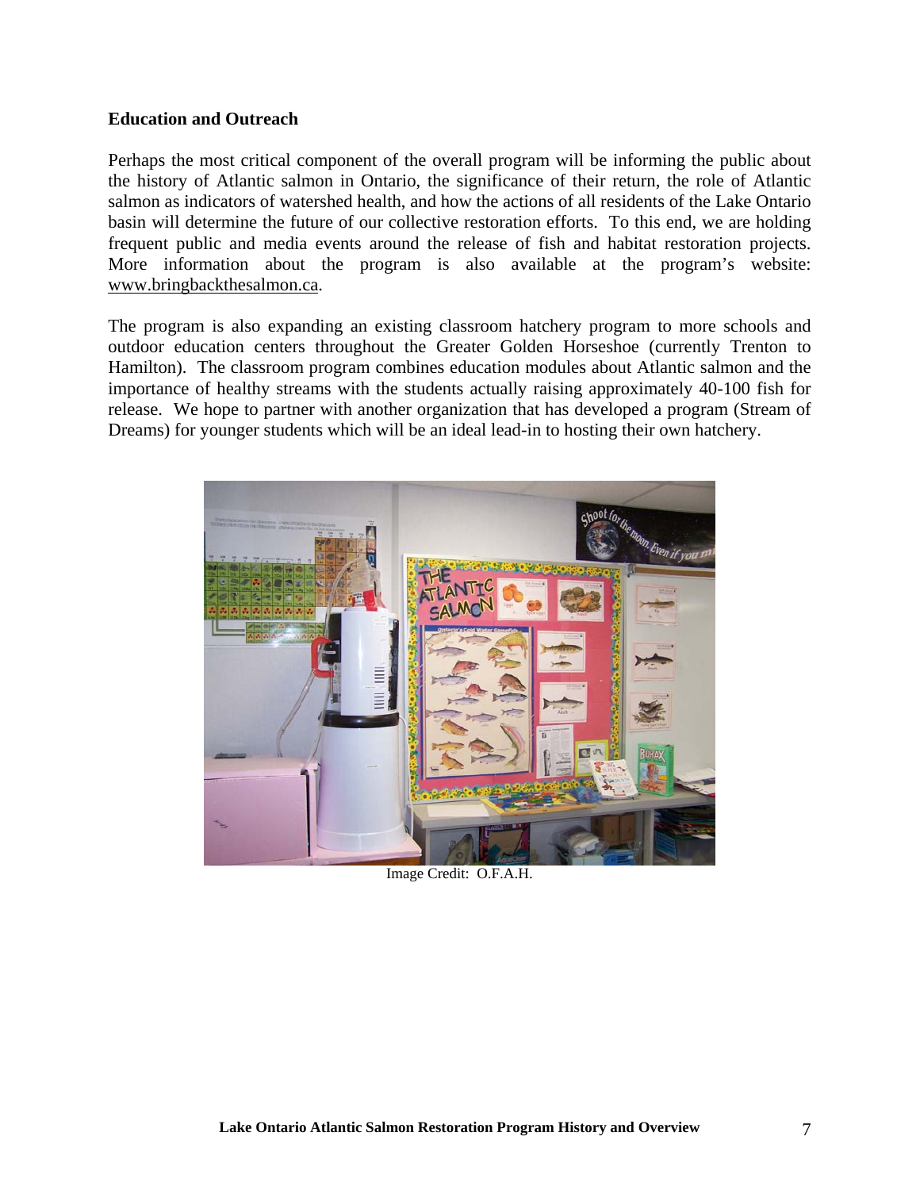## Education and Outreach

Perhaps the most critical component of the overall program will be informing the public about the history of Atlantic salmon in Ontario, the significance of their return, the role of Atlantic salmon as indicators of watershed health, and how the actions of all residents of the Lake Ontario basin will determine the future of our collective restoration efforts. To this end, we are holding frequent public and media events around the release of fish and habitat restoration projects. More information about the program is also available at the program's website: www.bringbackthesalmon.ca.

The program is also expanding an existing classroom hatchery program to more schools and outdoor education centers throughout the Greater Golden Horseshoe (currently Trenton to Hamilton). The classroom program combines education modules about Atlantic salmon and the importance of healthy streams with the students actually raising approximately 40-100 fish for release. We hope to partner with another organization that has developed a program (Stream of Dreams) for younger students which will be an ideal lead-in to hosting their own hatchery.

Image Credit: O.F.A.H.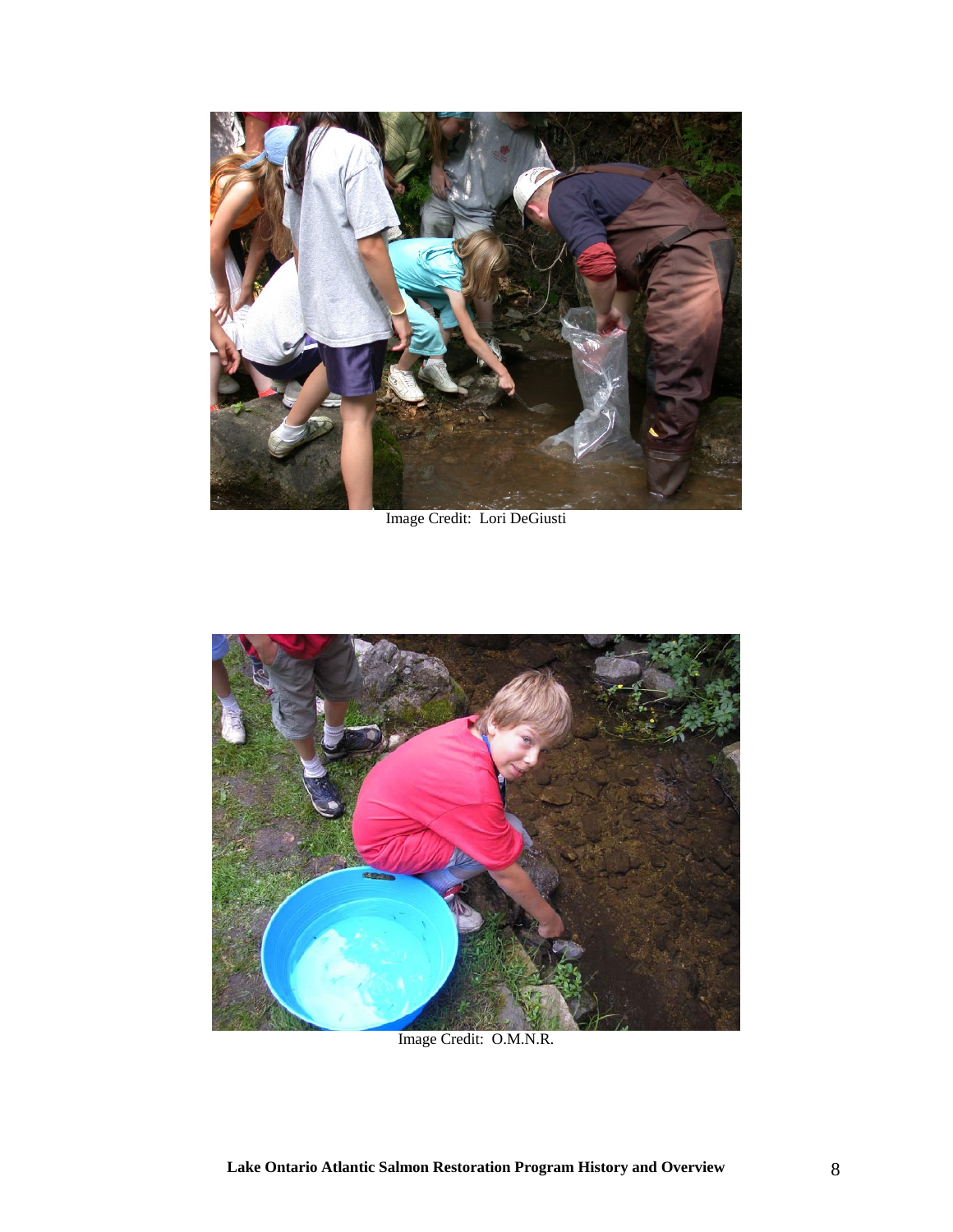Image Credit: Lori DeGiusti

Image Credit: O.M.N.R.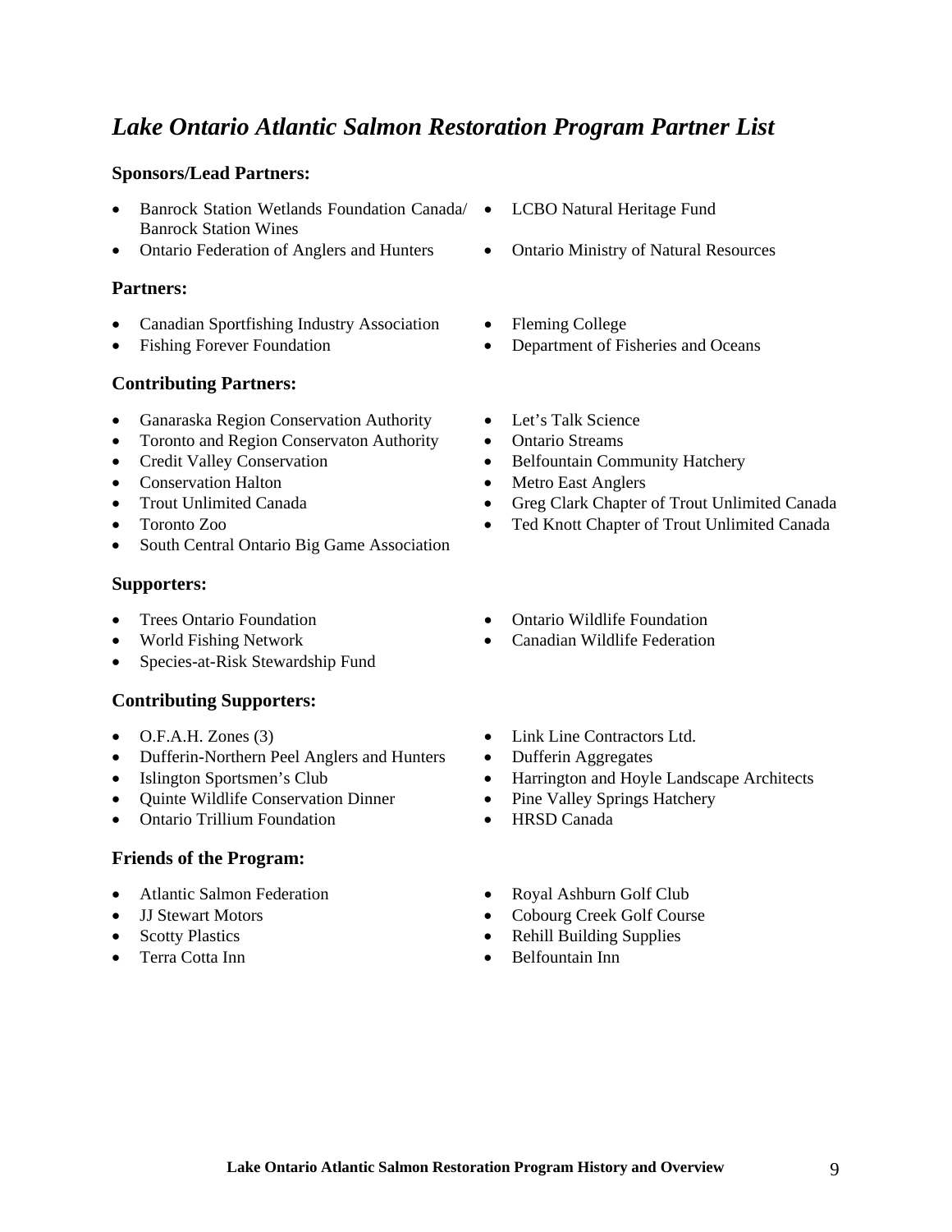# *Lake Ontario Atlantic Salmon Restoration Program Partner List*

### Sponsors/Lead Partners:

- Banrock Station Wetlands Foundation Canada/ Banrock Station Wines
- Ontario Federation of Anglers and Hunters
- LCBO Natural Heritage Fund
- Ontario Ministry of Natural Resources

### Partners:

- Canadian Sportfishing Industry Association
- Fishing Forever Foundation
- Fleming College
- Department of Fisheries and Oceans

### Contributing Partners:

- Ganaraska Region Conservation Authority
- Toronto and Region Conservaton Authority
- Credit Valley Conservation
- Conservation Halton
- Trout Unlimited Canada
- Toronto Zoo
- South Central Ontario Big Game Association
- Let's Talk Science
- Ontario Streams
- Belfountain Community Hatchery
- Metro East Anglers
- Greg Clark Chapter of Trout Unlimited Canada
- Ted Knott Chapter of Trout Unlimited Canada

### Supporters:

- Trees Ontario Foundation
- World Fishing Network
- Species-at-Risk Stewardship Fund
- Ontario Wildlife Foundation
- Canadian Wildlife Federation

### Contributing Supporters:

- O.F.A.H. Zones (3)
- Dufferin-Northern Peel Anglers and Hunters
- Islington Sportsmen's Club
- Quinte Wildlife Conservation Dinner
- Ontario Trillium Foundation
- Link Line Contractors Ltd.
- Dufferin Aggregates
- Harrington and Hoyle Landscape Architects
- Pine Valley Springs Hatchery
- HRSD Canada

### Friends of the Program:

- Atlantic Salmon Federation
- JJ Stewart Motors
- Scotty Plastics
- Terra Cotta Inn
- Royal Ashburn Golf Club
- Cobourg Creek Golf Course
- Rehill Building Supplies
- Belfountain Inn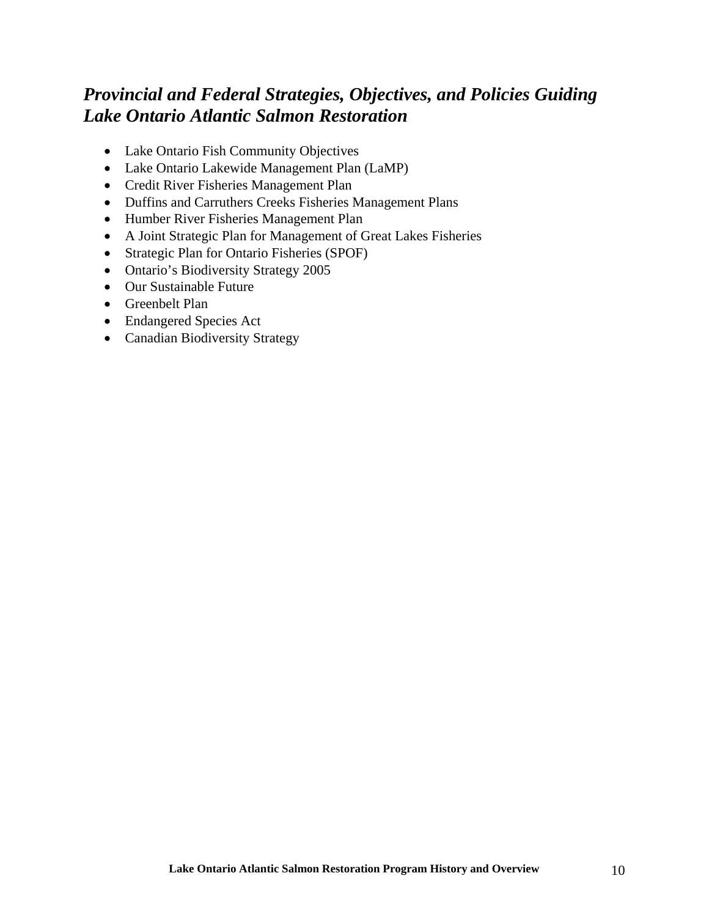## *Provincial and Federal Strategies, Objectives, and Policies Guiding Lake Ontario Atlantic Salmon Restoration*

- Lake Ontario Fish Community Objectives
- Lake Ontario Lakewide Management Plan (LaMP)
- Credit River Fisheries Management Plan
- Duffins and Carruthers Creeks Fisheries Management Plans
- Humber River Fisheries Management Plan
- A Joint Strategic Plan for Management of Great Lakes Fisheries
- Strategic Plan for Ontario Fisheries (SPOF)
- Ontario's Biodiversity Strategy 2005
- Our Sustainable Future
- Greenbelt Plan
- Endangered Species Act
- Canadian Biodiversity Strategy